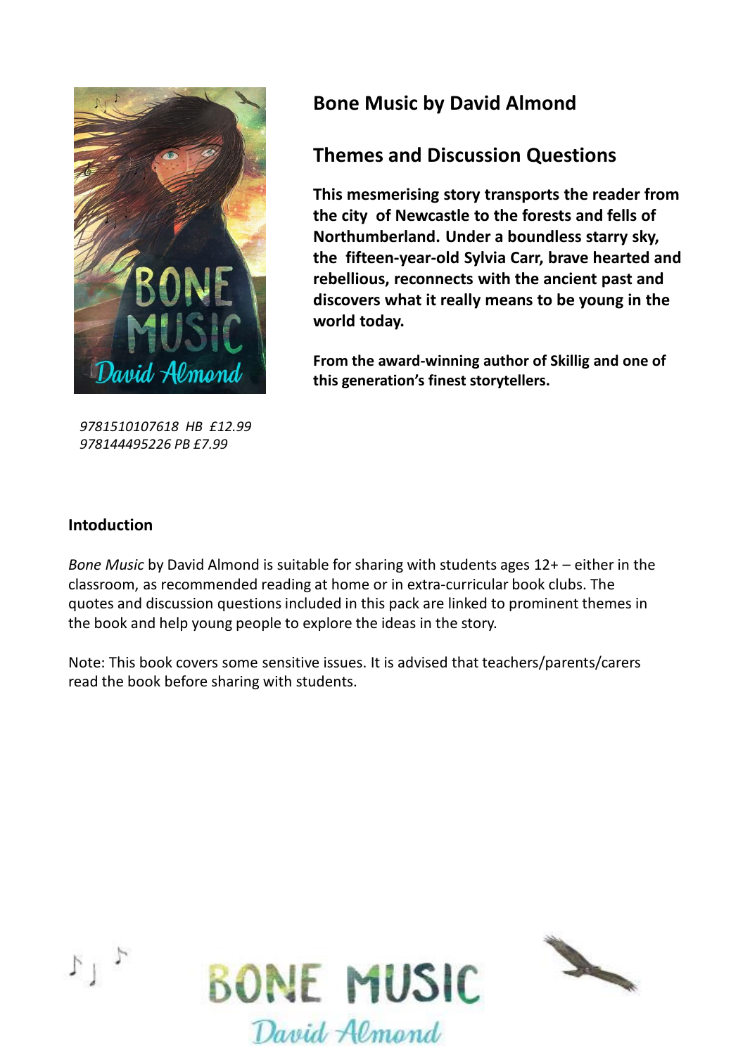# Bone Music by David Almond

## Themes and Discussion Questions

**This mesmerising story transports the reader from the city of Newcastle to the forests and fells of Northumberland. Under a boundless starry sky, the fifteen-year-old Sylvia Carr, brave hearted and rebellious, reconnects with the ancient past and discovers what it really means to be young in the world today.**

**From the award-winning author of Skillig and one of this generation's finest storytellers.**

*9781510107618 HB £12.99*
*978144495226 PB £7.99*

### Intoduction

*Bone Music* by David Almond is suitable for sharing with students ages 12+ – either in the classroom, as recommended reading at home or in extra-curricular book clubs. The quotes and discussion questions included in this pack are linked to prominent themes in the book and help young people to explore the ideas in the story.

Note: This book covers some sensitive issues. It is advised that teachers/parents/carers read the book before sharing with students.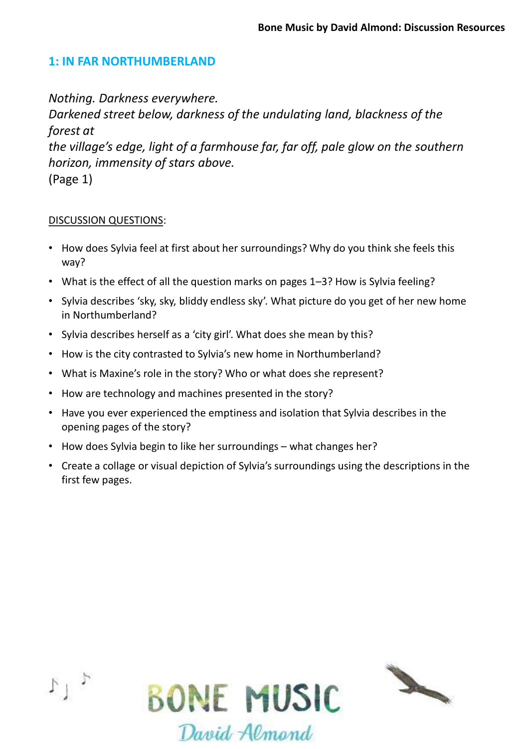## 1: IN FAR NORTHUMBERLAND

*Nothing. Darkness everywhere.*
*Darkened street below, darkness of the undulating land, blackness of the forest at*
*the village's edge, light of a farmhouse far, far off, pale glow on the southern horizon, immensity of stars above.*
(Page 1)

DISCUSSION QUESTIONS:

- How does Sylvia feel at first about her surroundings? Why do you think she feels this way?
- What is the effect of all the question marks on pages 1–3? How is Sylvia feeling?
- Sylvia describes 'sky, sky, bliddy endless sky'. What picture do you get of her new home in Northumberland?
- Sylvia describes herself as a 'city girl'. What does she mean by this?
- How is the city contrasted to Sylvia's new home in Northumberland?
- What is Maxine's role in the story? Who or what does she represent?
- How are technology and machines presented in the story?
- Have you ever experienced the emptiness and isolation that Sylvia describes in the opening pages of the story?
- How does Sylvia begin to like her surroundings – what changes her?
- Create a collage or visual depiction of Sylvia's surroundings using the descriptions in the first few pages.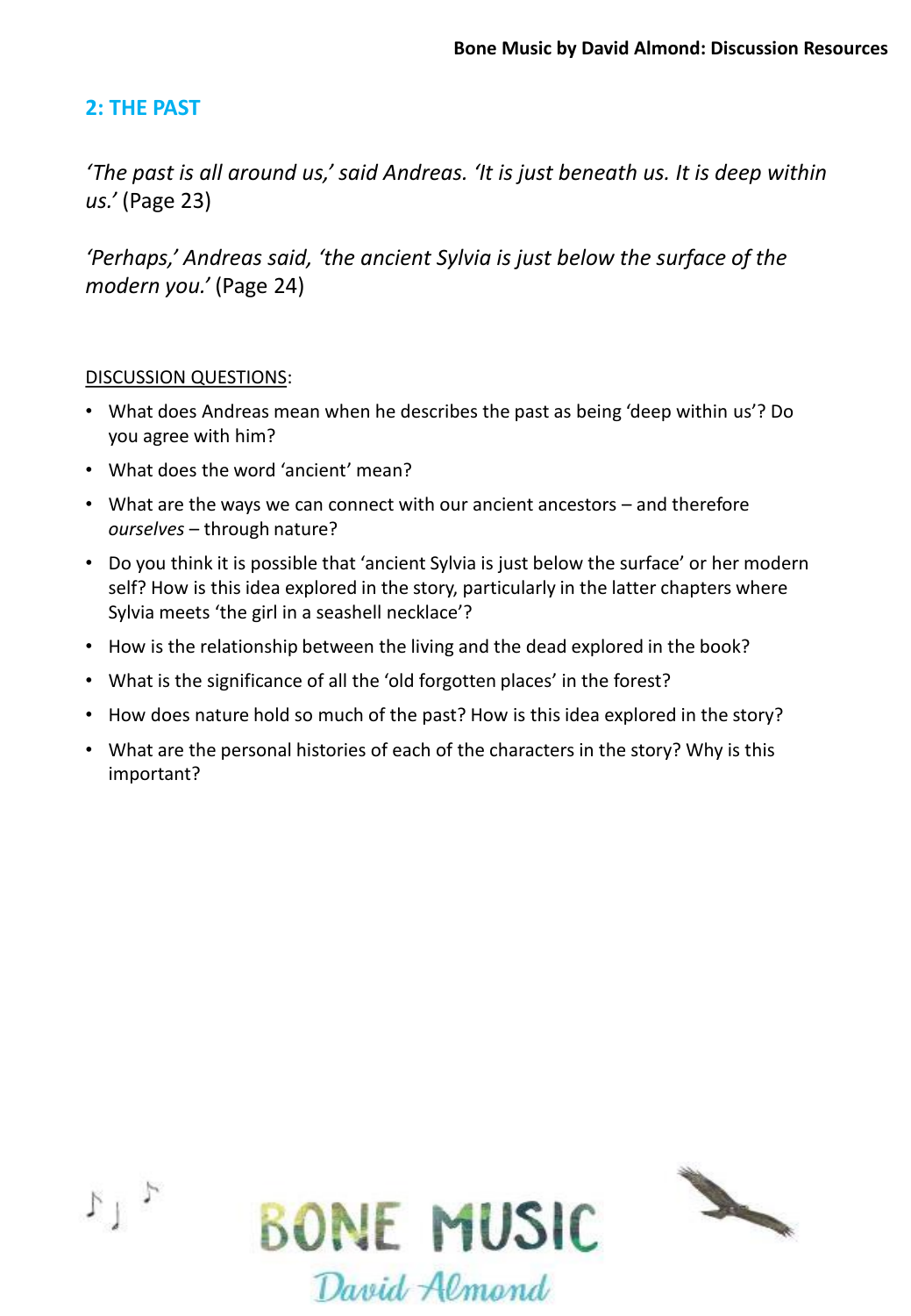## 2: THE PAST

*'The past is all around us,' said Andreas. 'It is just beneath us. It is deep within us.'* (Page 23)

*'Perhaps,' Andreas said, 'the ancient Sylvia is just below the surface of the modern you.'* (Page 24)

<u>DISCUSSION QUESTIONS</u>:

- What does Andreas mean when he describes the past as being 'deep within us'? Do you agree with him?
- What does the word 'ancient' mean?
- What are the ways we can connect with our ancient ancestors – and therefore *ourselves* – through nature?
- Do you think it is possible that 'ancient Sylvia is just below the surface' or her modern self? How is this idea explored in the story, particularly in the latter chapters where Sylvia meets 'the girl in a seashell necklace'?
- How is the relationship between the living and the dead explored in the book?
- What is the significance of all the 'old forgotten places' in the forest?
- How does nature hold so much of the past? How is this idea explored in the story?
- What are the personal histories of each of the characters in the story? Why is this important?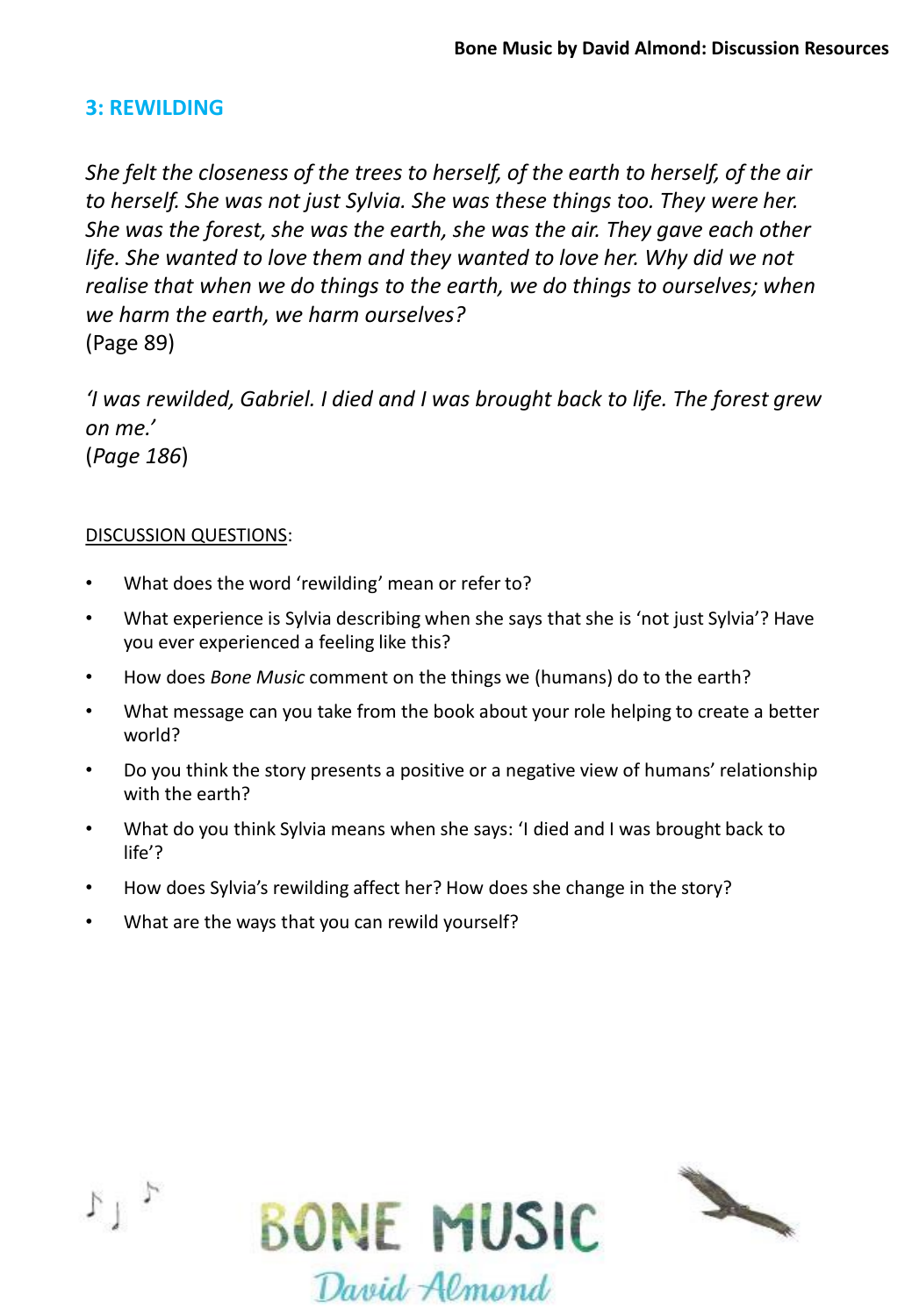## 3: REWILDING

*She felt the closeness of the trees to herself, of the earth to herself, of the air to herself. She was not just Sylvia. She was these things too. They were her. She was the forest, she was the earth, she was the air. They gave each other life. She wanted to love them and they wanted to love her. Why did we not realise that when we do things to the earth, we do things to ourselves; when we harm the earth, we harm ourselves?*
(Page 89)

*'I was rewilded, Gabriel. I died and I was brought back to life. The forest grew on me.'*
(*Page 186*)

DISCUSSION QUESTIONS:

- What does the word 'rewilding' mean or refer to?
- What experience is Sylvia describing when she says that she is 'not just Sylvia'? Have you ever experienced a feeling like this?
- How does *Bone Music* comment on the things we (humans) do to the earth?
- What message can you take from the book about your role helping to create a better world?
- Do you think the story presents a positive or a negative view of humans' relationship with the earth?
- What do you think Sylvia means when she says: 'I died and I was brought back to life'?
- How does Sylvia's rewilding affect her? How does she change in the story?
- What are the ways that you can rewild yourself?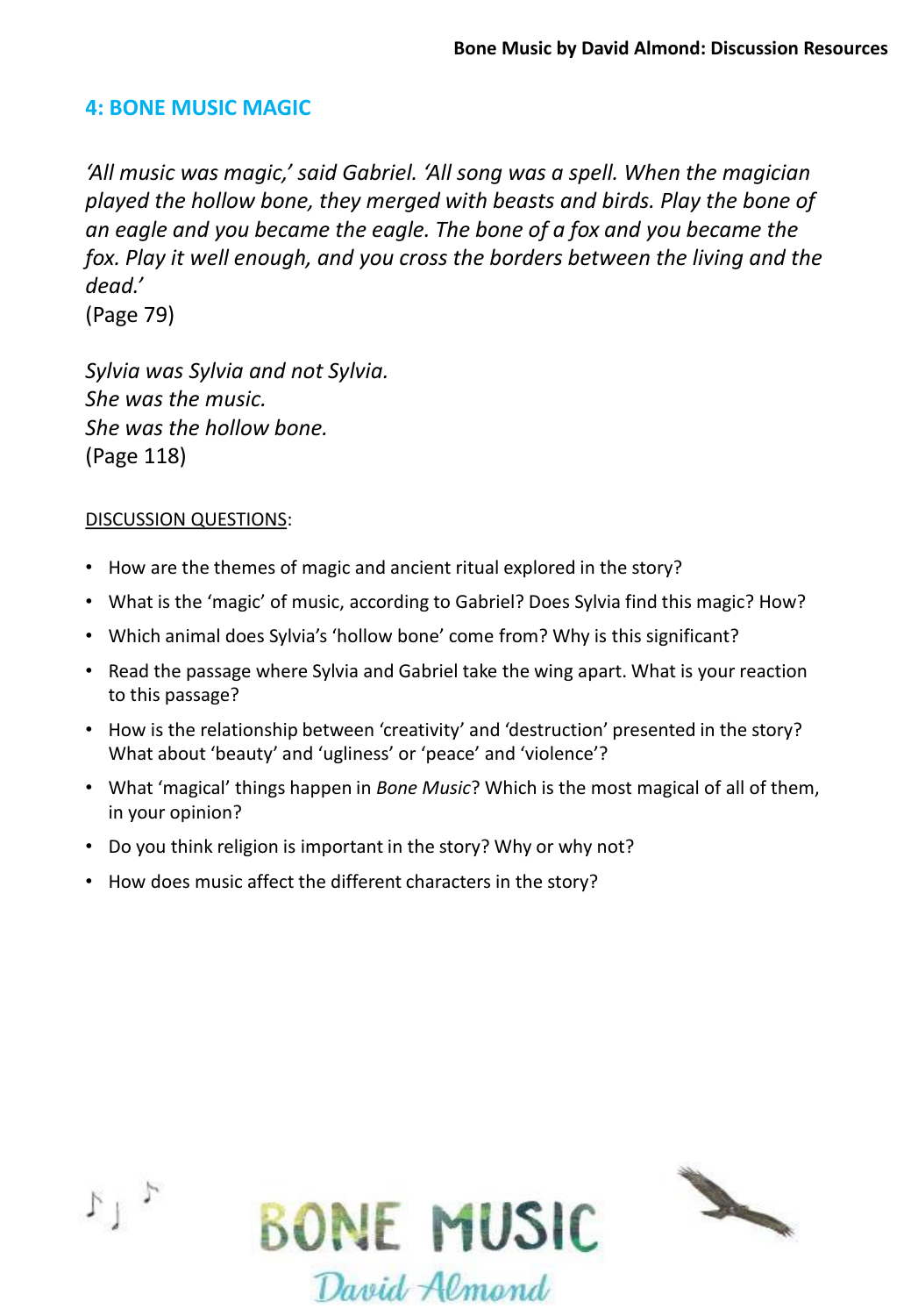## 4: BONE MUSIC MAGIC

*'All music was magic,' said Gabriel. 'All song was a spell. When the magician played the hollow bone, they merged with beasts and birds. Play the bone of an eagle and you became the eagle. The bone of a fox and you became the fox. Play it well enough, and you cross the borders between the living and the dead.'*
(Page 79)

*Sylvia was Sylvia and not Sylvia.*
*She was the music.*
*She was the hollow bone.*
(Page 118)

DISCUSSION QUESTIONS:

- How are the themes of magic and ancient ritual explored in the story?
- What is the 'magic' of music, according to Gabriel? Does Sylvia find this magic? How?
- Which animal does Sylvia's 'hollow bone' come from? Why is this significant?
- Read the passage where Sylvia and Gabriel take the wing apart. What is your reaction to this passage?
- How is the relationship between 'creativity' and 'destruction' presented in the story? What about 'beauty' and 'ugliness' or 'peace' and 'violence'?
- What 'magical' things happen in *Bone Music*? Which is the most magical of all of them, in your opinion?
- Do you think religion is important in the story? Why or why not?
- How does music affect the different characters in the story?

BONE MUSIC
David Almond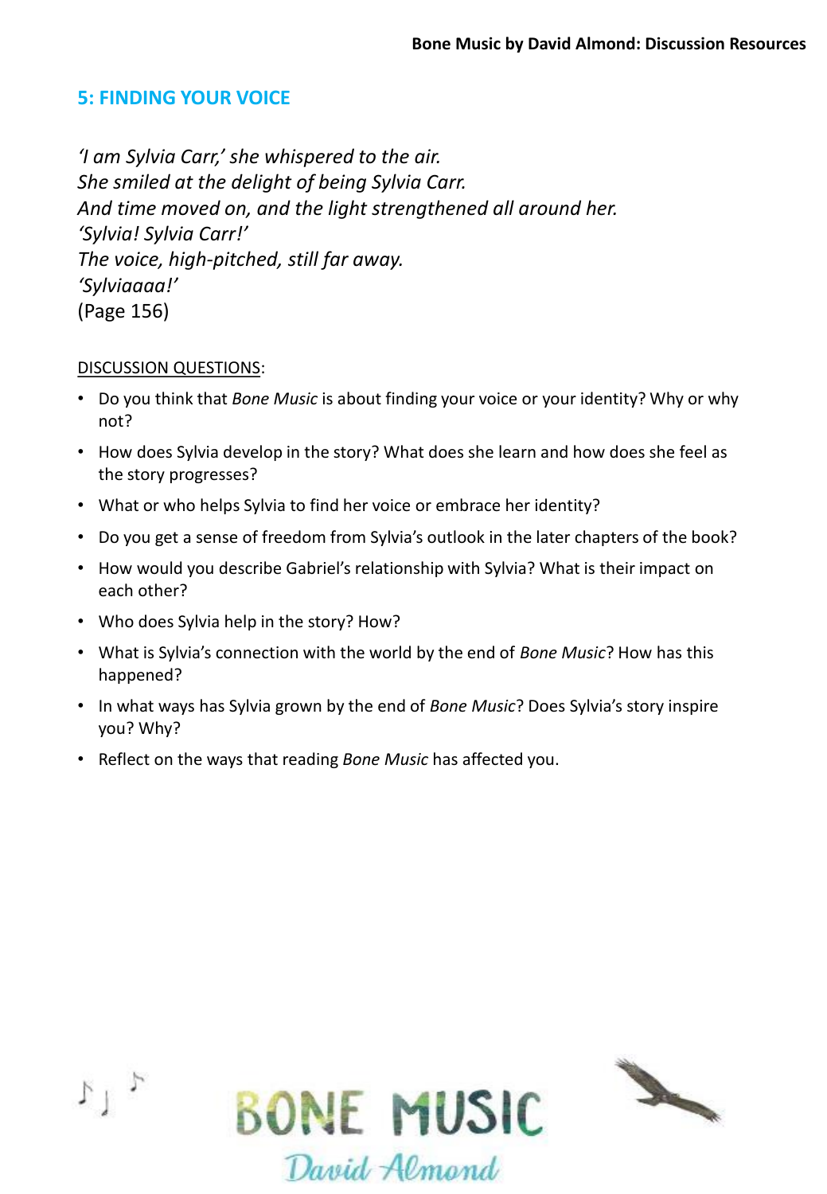## 5: FINDING YOUR VOICE

*'I am Sylvia Carr,' she whispered to the air.*
*She smiled at the delight of being Sylvia Carr.*
*And time moved on, and the light strengthened all around her.*
*'Sylvia! Sylvia Carr!'*
*The voice, high-pitched, still far away.*
*'Sylviaaaa!'*
(Page 156)

<u>DISCUSSION QUESTIONS</u>:

- Do you think that *Bone Music* is about finding your voice or your identity? Why or why not?
- How does Sylvia develop in the story? What does she learn and how does she feel as the story progresses?
- What or who helps Sylvia to find her voice or embrace her identity?
- Do you get a sense of freedom from Sylvia's outlook in the later chapters of the book?
- How would you describe Gabriel's relationship with Sylvia? What is their impact on each other?
- Who does Sylvia help in the story? How?
- What is Sylvia's connection with the world by the end of *Bone Music*? How has this happened?
- In what ways has Sylvia grown by the end of *Bone Music*? Does Sylvia's story inspire you? Why?
- Reflect on the ways that reading *Bone Music* has affected you.

BONE MUSIC
David Almond